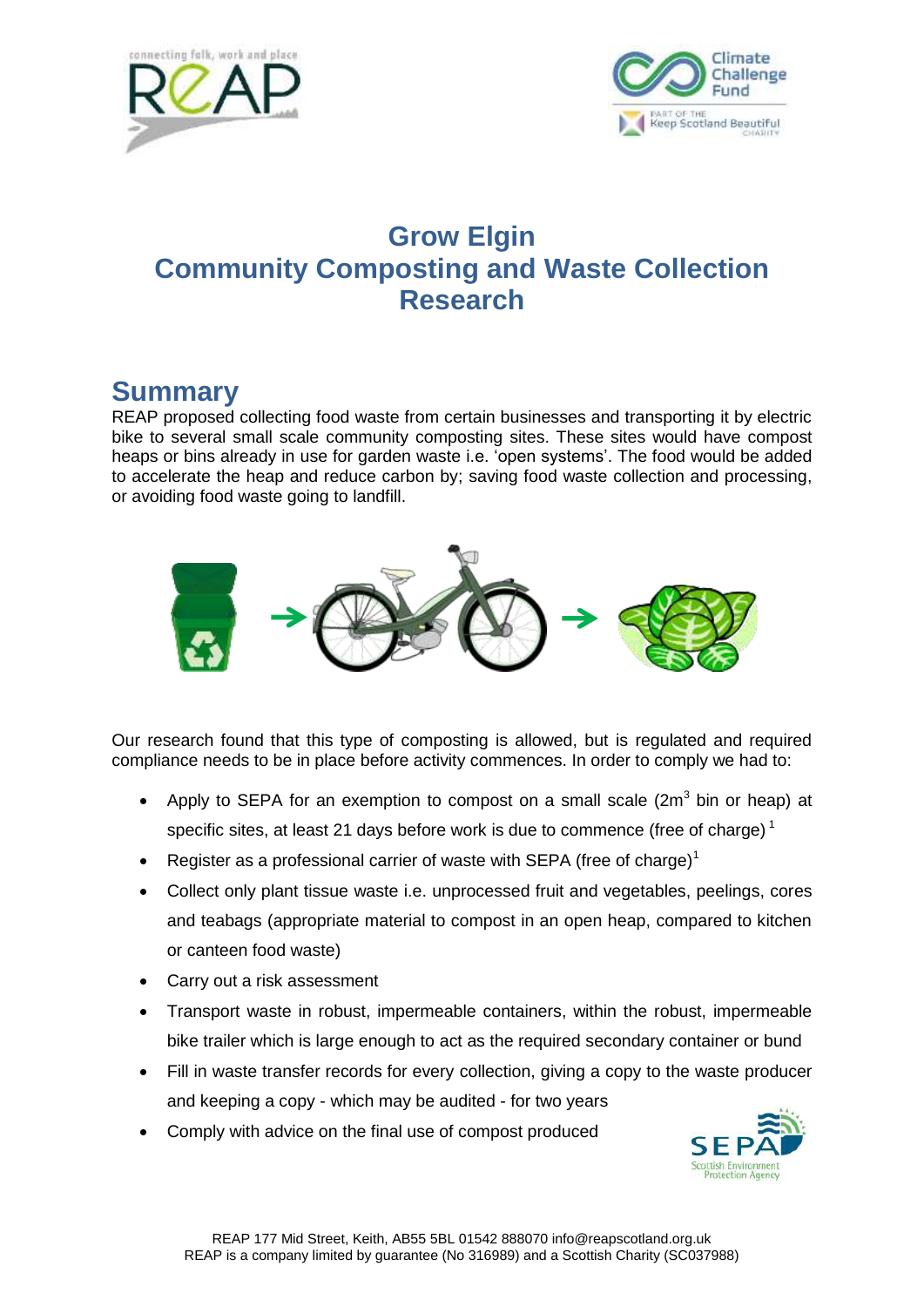# Grow Elgin
# Community Composting and Waste Collection Research

## Summary

REAP proposed collecting food waste from certain businesses and transporting it by electric bike to several small scale community composting sites. These sites would have compost heaps or bins already in use for garden waste i.e. 'open systems'. The food would be added to accelerate the heap and reduce carbon by; saving food waste collection and processing, or avoiding food waste going to landfill.

Our research found that this type of composting is allowed, but is regulated and required compliance needs to be in place before activity commences. In order to comply we had to:

- Apply to SEPA for an exemption to compost on a small scale ($2m^3$ bin or heap) at specific sites, at least 21 days before work is due to commence (free of charge) [1]
- Register as a professional carrier of waste with SEPA (free of charge)[1]
- Collect only plant tissue waste i.e. unprocessed fruit and vegetables, peelings, cores and teabags (appropriate material to compost in an open heap, compared to kitchen or canteen food waste)
- Carry out a risk assessment
- Transport waste in robust, impermeable containers, within the robust, impermeable bike trailer which is large enough to act as the required secondary container or bund
- Fill in waste transfer records for every collection, giving a copy to the waste producer and keeping a copy - which may be audited - for two years
- Comply with advice on the final use of compost produced

REAP 177 Mid Street, Keith, AB55 5BL 01542 888070 info@reapscotland.org.uk
REAP is a company limited by guarantee (No 316989) and a Scottish Charity (SC037988)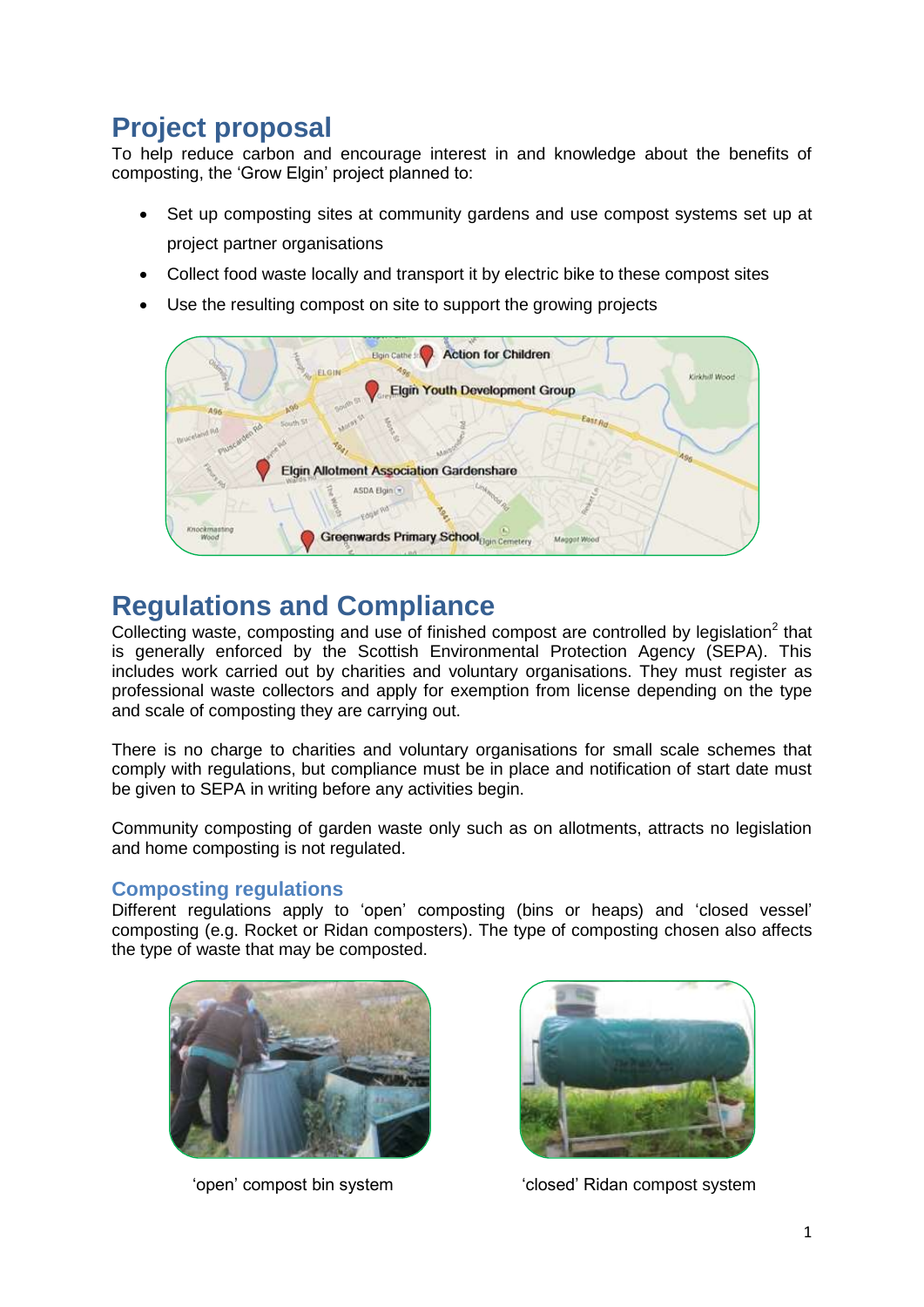# Project proposal

To help reduce carbon and encourage interest in and knowledge about the benefits of composting, the 'Grow Elgin' project planned to:

- Set up composting sites at community gardens and use compost systems set up at project partner organisations
- Collect food waste locally and transport it by electric bike to these compost sites
- Use the resulting compost on site to support the growing projects

# Regulations and Compliance

Collecting waste, composting and use of finished compost are controlled by legislation[2] that is generally enforced by the Scottish Environmental Protection Agency (SEPA). This includes work carried out by charities and voluntary organisations. They must register as professional waste collectors and apply for exemption from license depending on the type and scale of composting they are carrying out.

There is no charge to charities and voluntary organisations for small scale schemes that comply with regulations, but compliance must be in place and notification of start date must be given to SEPA in writing before any activities begin.

Community composting of garden waste only such as on allotments, attracts no legislation and home composting is not regulated.

## Composting regulations

Different regulations apply to 'open' composting (bins or heaps) and 'closed vessel' composting (e.g. Rocket or Ridan composters). The type of composting chosen also affects the type of waste that may be composted.

'open' compost bin system

'closed' Ridan compost system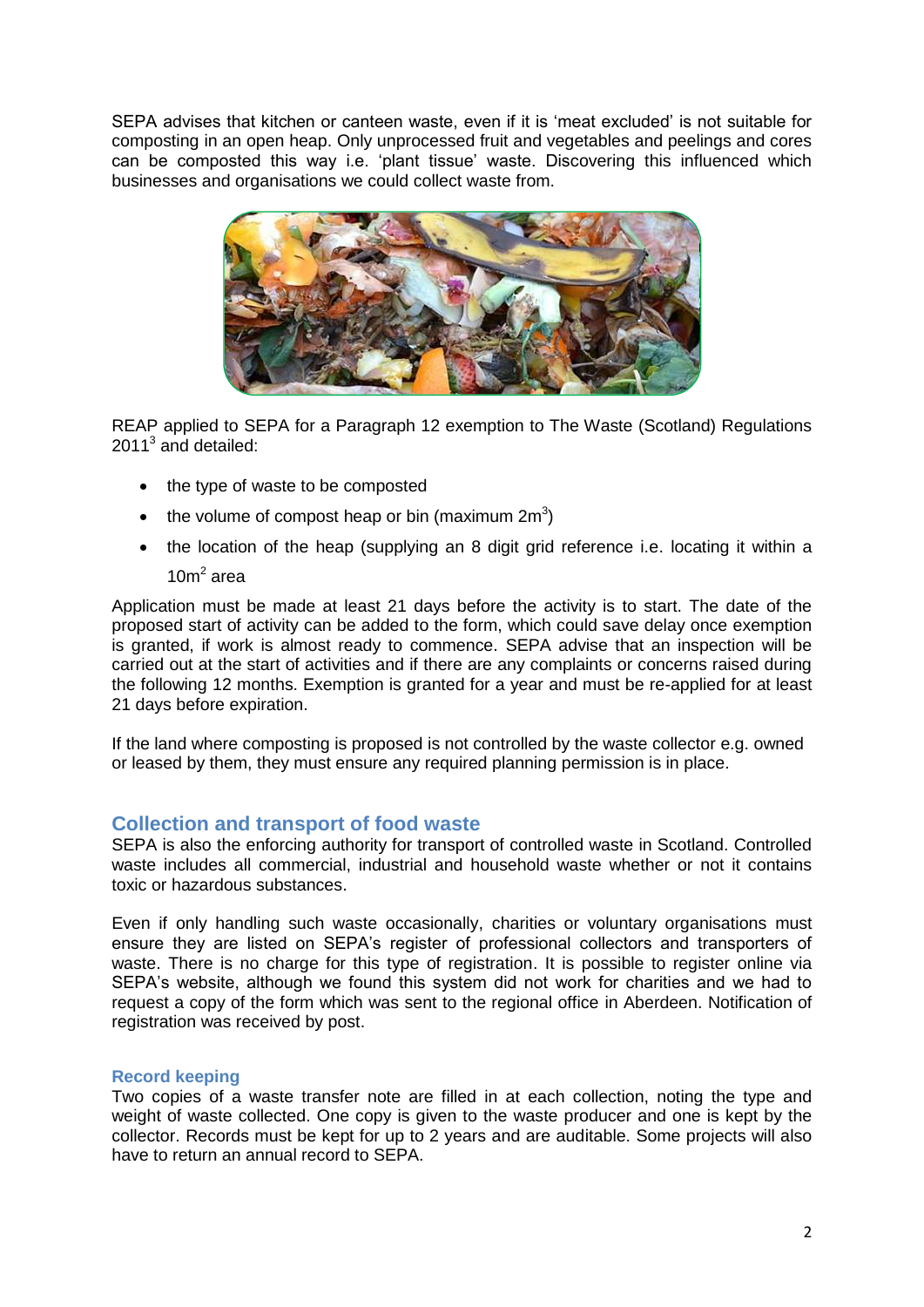SEPA advises that kitchen or canteen waste, even if it is 'meat excluded' is not suitable for composting in an open heap. Only unprocessed fruit and vegetables and peelings and cores can be composted this way i.e. 'plant tissue' waste. Discovering this influenced which businesses and organisations we could collect waste from.

REAP applied to SEPA for a Paragraph 12 exemption to The Waste (Scotland) Regulations 2011[3] and detailed:

- the type of waste to be composted
- the volume of compost heap or bin (maximum $2m^3$)
- the location of the heap (supplying an 8 digit grid reference i.e. locating it within a $10m^2$ area

Application must be made at least 21 days before the activity is to start. The date of the proposed start of activity can be added to the form, which could save delay once exemption is granted, if work is almost ready to commence. SEPA advise that an inspection will be carried out at the start of activities and if there are any complaints or concerns raised during the following 12 months. Exemption is granted for a year and must be re-applied for at least 21 days before expiration.

If the land where composting is proposed is not controlled by the waste collector e.g. owned or leased by them, they must ensure any required planning permission is in place.

## Collection and transport of food waste

SEPA is also the enforcing authority for transport of controlled waste in Scotland. Controlled waste includes all commercial, industrial and household waste whether or not it contains toxic or hazardous substances.

Even if only handling such waste occasionally, charities or voluntary organisations must ensure they are listed on SEPA's register of professional collectors and transporters of waste. There is no charge for this type of registration. It is possible to register online via SEPA's website, although we found this system did not work for charities and we had to request a copy of the form which was sent to the regional office in Aberdeen. Notification of registration was received by post.

### Record keeping

Two copies of a waste transfer note are filled in at each collection, noting the type and weight of waste collected. One copy is given to the waste producer and one is kept by the collector. Records must be kept for up to 2 years and are auditable. Some projects will also have to return an annual record to SEPA.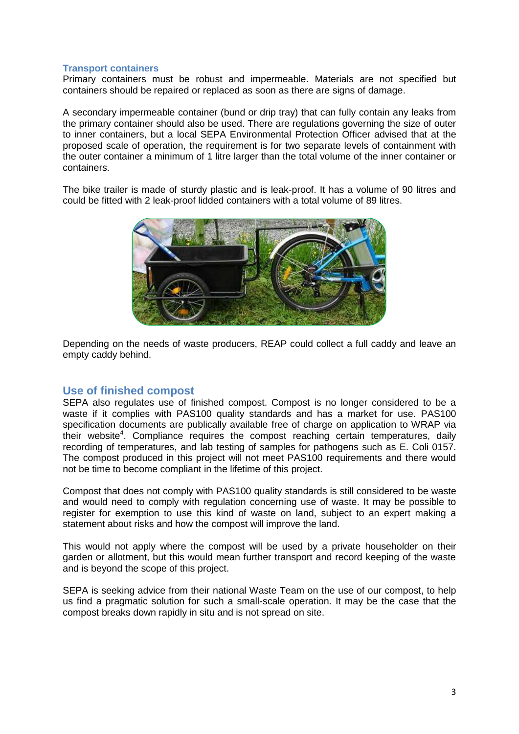### Transport containers

Primary containers must be robust and impermeable. Materials are not specified but containers should be repaired or replaced as soon as there are signs of damage.

A secondary impermeable container (bund or drip tray) that can fully contain any leaks from the primary container should also be used. There are regulations governing the size of outer to inner containers, but a local SEPA Environmental Protection Officer advised that at the proposed scale of operation, the requirement is for two separate levels of containment with the outer container a minimum of 1 litre larger than the total volume of the inner container or containers.

The bike trailer is made of sturdy plastic and is leak-proof. It has a volume of 90 litres and could be fitted with 2 leak-proof lidded containers with a total volume of 89 litres.

Depending on the needs of waste producers, REAP could collect a full caddy and leave an empty caddy behind.

## Use of finished compost

SEPA also regulates use of finished compost. Compost is no longer considered to be a waste if it complies with PAS100 quality standards and has a market for use. PAS100 specification documents are publically available free of charge on application to WRAP via their website[4]. Compliance requires the compost reaching certain temperatures, daily recording of temperatures, and lab testing of samples for pathogens such as E. Coli 0157. The compost produced in this project will not meet PAS100 requirements and there would not be time to become compliant in the lifetime of this project.

Compost that does not comply with PAS100 quality standards is still considered to be waste and would need to comply with regulation concerning use of waste. It may be possible to register for exemption to use this kind of waste on land, subject to an expert making a statement about risks and how the compost will improve the land.

This would not apply where the compost will be used by a private householder on their garden or allotment, but this would mean further transport and record keeping of the waste and is beyond the scope of this project.

SEPA is seeking advice from their national Waste Team on the use of our compost, to help us find a pragmatic solution for such a small-scale operation. It may be the case that the compost breaks down rapidly in situ and is not spread on site.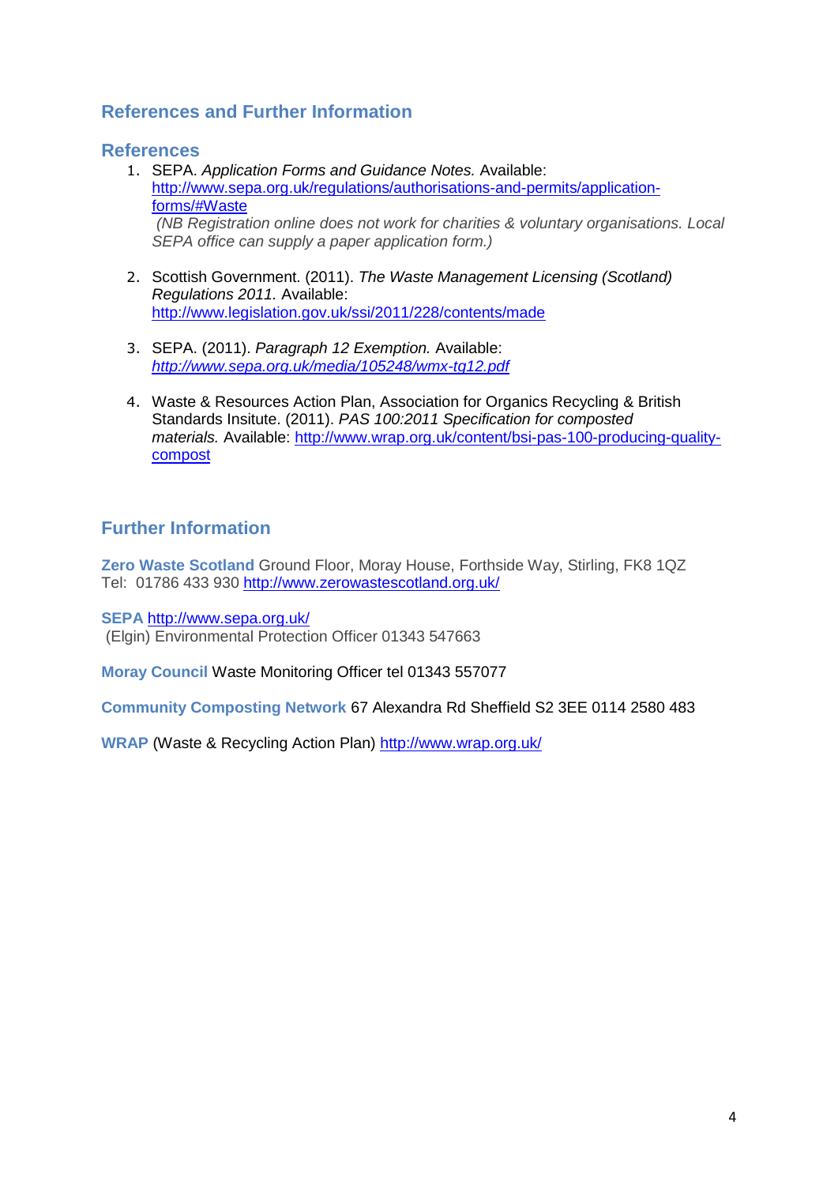## References and Further Information

### References

1. SEPA. *Application Forms and Guidance Notes.* Available: http://www.sepa.org.uk/regulations/authorisations-and-permits/application-forms/#Waste
   *(NB Registration online does not work for charities & voluntary organisations. Local SEPA office can supply a paper application form.)*

2. Scottish Government. (2011). *The Waste Management Licensing (Scotland) Regulations 2011.* Available: http://www.legislation.gov.uk/ssi/2011/228/contents/made

3. SEPA. (2011). *Paragraph 12 Exemption.* Available: *http://www.sepa.org.uk/media/105248/wmx-tg12.pdf*

4. Waste & Resources Action Plan, Association for Organics Recycling & British Standards Insitute. (2011). *PAS 100:2011 Specification for composted materials.* Available: http://www.wrap.org.uk/content/bsi-pas-100-producing-quality-compost

### Further Information

**Zero Waste Scotland** Ground Floor, Moray House, Forthside Way, Stirling, FK8 1QZ
Tel: 01786 433 930 http://www.zerowastescotland.org.uk/

**SEPA** http://www.sepa.org.uk/
(Elgin) Environmental Protection Officer 01343 547663

**Moray Council** Waste Monitoring Officer tel 01343 557077

**Community Composting Network** 67 Alexandra Rd Sheffield S2 3EE 0114 2580 483

**WRAP** (Waste & Recycling Action Plan) http://www.wrap.org.uk/